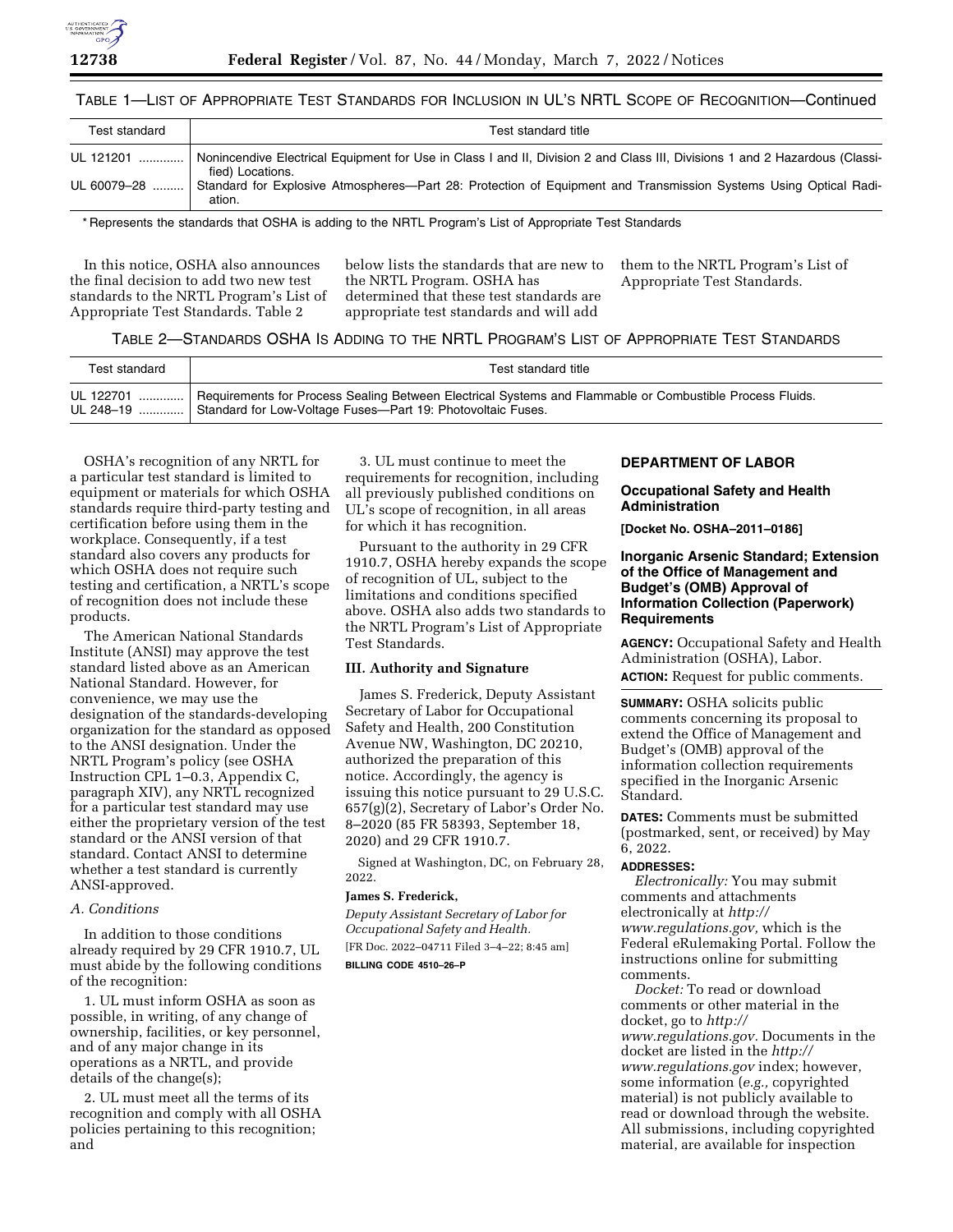TABLE 1—LIST OF APPROPRIATE TEST STANDARDS FOR INCLUSION IN UL'S NRTL SCOPE OF RECOGNITION—Continued

| Test standard | Test standard title |
| --- | --- |
| UL 121201 | Nonincendive Electrical Equipment for Use in Class I and II, Division 2 and Class III, Divisions 1 and 2 Hazardous (Classified) Locations. |
| UL 60079–28 | Standard for Explosive Atmospheres—Part 28: Protection of Equipment and Transmission Systems Using Optical Radiation. |

* Represents the standards that OSHA is adding to the NRTL Program's List of Appropriate Test Standards

In this notice, OSHA also announces the final decision to add two new test standards to the NRTL Program's List of Appropriate Test Standards. Table 2 below lists the standards that are new to the NRTL Program. OSHA has determined that these test standards are appropriate test standards and will add them to the NRTL Program's List of Appropriate Test Standards.

TABLE 2—STANDARDS OSHA IS ADDING TO THE NRTL PROGRAM'S LIST OF APPROPRIATE TEST STANDARDS

| Test standard | Test standard title |
| --- | --- |
| UL 122701 | Requirements for Process Sealing Between Electrical Systems and Flammable or Combustible Process Fluids. |
| UL 248–19 | Standard for Low-Voltage Fuses—Part 19: Photovoltaic Fuses. |

OSHA's recognition of any NRTL for a particular test standard is limited to equipment or materials for which OSHA standards require third-party testing and certification before using them in the workplace. Consequently, if a test standard also covers any products for which OSHA does not require such testing and certification, a NRTL's scope of recognition does not include these products.

The American National Standards Institute (ANSI) may approve the test standard listed above as an American National Standard. However, for convenience, we may use the designation of the standards-developing organization for the standard as opposed to the ANSI designation. Under the NRTL Program's policy (see OSHA Instruction CPL 1–0.3, Appendix C, paragraph XIV), any NRTL recognized for a particular test standard may use either the proprietary version of the test standard or the ANSI version of that standard. Contact ANSI to determine whether a test standard is currently ANSI-approved.

### A. Conditions

In addition to those conditions already required by 29 CFR 1910.7, UL must abide by the following conditions of the recognition:

1. UL must inform OSHA as soon as possible, in writing, of any change of ownership, facilities, or key personnel, and of any major change in its operations as a NRTL, and provide details of the change(s);

2. UL must meet all the terms of its recognition and comply with all OSHA policies pertaining to this recognition; and

3. UL must continue to meet the requirements for recognition, including all previously published conditions on UL's scope of recognition, in all areas for which it has recognition.

Pursuant to the authority in 29 CFR 1910.7, OSHA hereby expands the scope of recognition of UL, subject to the limitations and conditions specified above. OSHA also adds two standards to the NRTL Program's List of Appropriate Test Standards.

## III. Authority and Signature

James S. Frederick, Deputy Assistant Secretary of Labor for Occupational Safety and Health, 200 Constitution Avenue NW, Washington, DC 20210, authorized the preparation of this notice. Accordingly, the agency is issuing this notice pursuant to 29 U.S.C. 657(g)(2), Secretary of Labor's Order No. 8–2020 (85 FR 58393, September 18, 2020) and 29 CFR 1910.7.

Signed at Washington, DC, on February 28, 2022.

**James S. Frederick,**

*Deputy Assistant Secretary of Labor for Occupational Safety and Health.*

[FR Doc. 2022–04711 Filed 3–4–22; 8:45 am]

**BILLING CODE 4510–26–P**

## DEPARTMENT OF LABOR

### Occupational Safety and Health Administration

**[Docket No. OSHA–2011–0186]**

### Inorganic Arsenic Standard; Extension of the Office of Management and Budget's (OMB) Approval of Information Collection (Paperwork) Requirements

**AGENCY:** Occupational Safety and Health Administration (OSHA), Labor.

**ACTION:** Request for public comments.

**SUMMARY:** OSHA solicits public comments concerning its proposal to extend the Office of Management and Budget's (OMB) approval of the information collection requirements specified in the Inorganic Arsenic Standard.

**DATES:** Comments must be submitted (postmarked, sent, or received) by May 6, 2022.

**ADDRESSES:**

*Electronically:* You may submit comments and attachments electronically at *http://www.regulations.gov,* which is the Federal eRulemaking Portal. Follow the instructions online for submitting comments.

*Docket:* To read or download comments or other material in the docket, go to *http://www.regulations.gov.* Documents in the docket are listed in the *http://www.regulations.gov* index; however, some information (*e.g.,* copyrighted material) is not publicly available to read or download through the website. All submissions, including copyrighted material, are available for inspection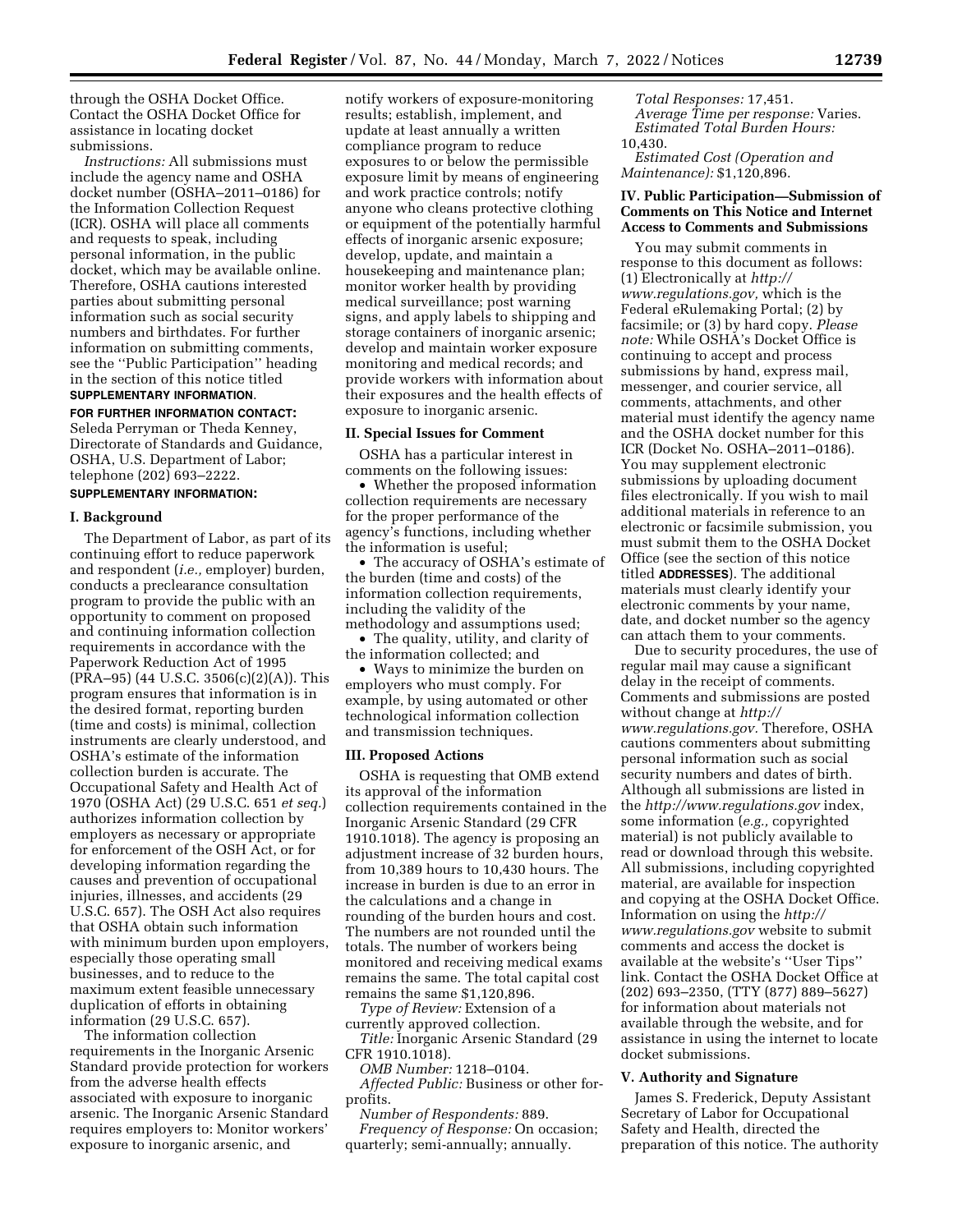through the OSHA Docket Office. Contact the OSHA Docket Office for assistance in locating docket submissions.

*Instructions:* All submissions must include the agency name and OSHA docket number (OSHA–2011–0186) for the Information Collection Request (ICR). OSHA will place all comments and requests to speak, including personal information, in the public docket, which may be available online. Therefore, OSHA cautions interested parties about submitting personal information such as social security numbers and birthdates. For further information on submitting comments, see the ''Public Participation'' heading in the section of this notice titled **SUPPLEMENTARY INFORMATION**.

**FOR FURTHER INFORMATION CONTACT:** Seleda Perryman or Theda Kenney, Directorate of Standards and Guidance, OSHA, U.S. Department of Labor; telephone (202) 693–2222.

**SUPPLEMENTARY INFORMATION:**

## I. Background

The Department of Labor, as part of its continuing effort to reduce paperwork and respondent (*i.e.,* employer) burden, conducts a preclearance consultation program to provide the public with an opportunity to comment on proposed and continuing information collection requirements in accordance with the Paperwork Reduction Act of 1995 (PRA–95) (44 U.S.C. 3506(c)(2)(A)). This program ensures that information is in the desired format, reporting burden (time and costs) is minimal, collection instruments are clearly understood, and OSHA's estimate of the information collection burden is accurate. The Occupational Safety and Health Act of 1970 (OSHA Act) (29 U.S.C. 651 *et seq.*) authorizes information collection by employers as necessary or appropriate for enforcement of the OSH Act, or for developing information regarding the causes and prevention of occupational injuries, illnesses, and accidents (29 U.S.C. 657). The OSH Act also requires that OSHA obtain such information with minimum burden upon employers, especially those operating small businesses, and to reduce to the maximum extent feasible unnecessary duplication of efforts in obtaining information (29 U.S.C. 657).

The information collection requirements in the Inorganic Arsenic Standard provide protection for workers from the adverse health effects associated with exposure to inorganic arsenic. The Inorganic Arsenic Standard requires employers to: Monitor workers' exposure to inorganic arsenic, and notify workers of exposure-monitoring results; establish, implement, and update at least annually a written compliance program to reduce exposures to or below the permissible exposure limit by means of engineering and work practice controls; notify anyone who cleans protective clothing or equipment of the potentially harmful effects of inorganic arsenic exposure; develop, update, and maintain a housekeeping and maintenance plan; monitor worker health by providing medical surveillance; post warning signs, and apply labels to shipping and storage containers of inorganic arsenic; develop and maintain worker exposure monitoring and medical records; and provide workers with information about their exposures and the health effects of exposure to inorganic arsenic.

## II. Special Issues for Comment

OSHA has a particular interest in comments on the following issues:

- Whether the proposed information collection requirements are necessary for the proper performance of the agency's functions, including whether the information is useful;
- The accuracy of OSHA's estimate of the burden (time and costs) of the information collection requirements, including the validity of the methodology and assumptions used;
- The quality, utility, and clarity of the information collected; and
- Ways to minimize the burden on employers who must comply. For example, by using automated or other technological information collection and transmission techniques.

## III. Proposed Actions

OSHA is requesting that OMB extend its approval of the information collection requirements contained in the Inorganic Arsenic Standard (29 CFR 1910.1018). The agency is proposing an adjustment increase of 32 burden hours, from 10,389 hours to 10,430 hours. The increase in burden is due to an error in the calculations and a change in rounding of the burden hours and cost. The numbers are not rounded until the totals. The number of workers being monitored and receiving medical exams remains the same. The total capital cost remains the same $1,120,896.

*Type of Review:* Extension of a currently approved collection.

*Title:* Inorganic Arsenic Standard (29 CFR 1910.1018).

*OMB Number:* 1218–0104.

*Affected Public:* Business or other for-profits.

*Number of Respondents:* 889.

*Frequency of Response:* On occasion; quarterly; semi-annually; annually.

*Total Responses:* 17,451.

*Average Time per response:* Varies.

*Estimated Total Burden Hours:* 10,430.

*Estimated Cost (Operation and Maintenance):* $1,120,896.

## IV. Public Participation—Submission of Comments on This Notice and Internet Access to Comments and Submissions

You may submit comments in response to this document as follows: (1) Electronically at *http://www.regulations.gov,* which is the Federal eRulemaking Portal; (2) by facsimile; or (3) by hard copy. *Please note:* While OSHA's Docket Office is continuing to accept and process submissions by hand, express mail, messenger, and courier service, all comments, attachments, and other material must identify the agency name and the OSHA docket number for this ICR (Docket No. OSHA–2011–0186). You may supplement electronic submissions by uploading document files electronically. If you wish to mail additional materials in reference to an electronic or facsimile submission, you must submit them to the OSHA Docket Office (see the section of this notice titled **ADDRESSES**). The additional materials must clearly identify your electronic comments by your name, date, and docket number so the agency can attach them to your comments.

Due to security procedures, the use of regular mail may cause a significant delay in the receipt of comments. Comments and submissions are posted without change at *http://www.regulations.gov.* Therefore, OSHA cautions commenters about submitting personal information such as social security numbers and dates of birth. Although all submissions are listed in the *http://www.regulations.gov* index, some information (*e.g.,* copyrighted material) is not publicly available to read or download through this website. All submissions, including copyrighted material, are available for inspection and copying at the OSHA Docket Office. Information on using the *http://www.regulations.gov* website to submit comments and access the docket is available at the website's ''User Tips'' link. Contact the OSHA Docket Office at (202) 693–2350, (TTY (877) 889–5627) for information about materials not available through the website, and for assistance in using the internet to locate docket submissions.

## V. Authority and Signature

James S. Frederick, Deputy Assistant Secretary of Labor for Occupational Safety and Health, directed the preparation of this notice. The authority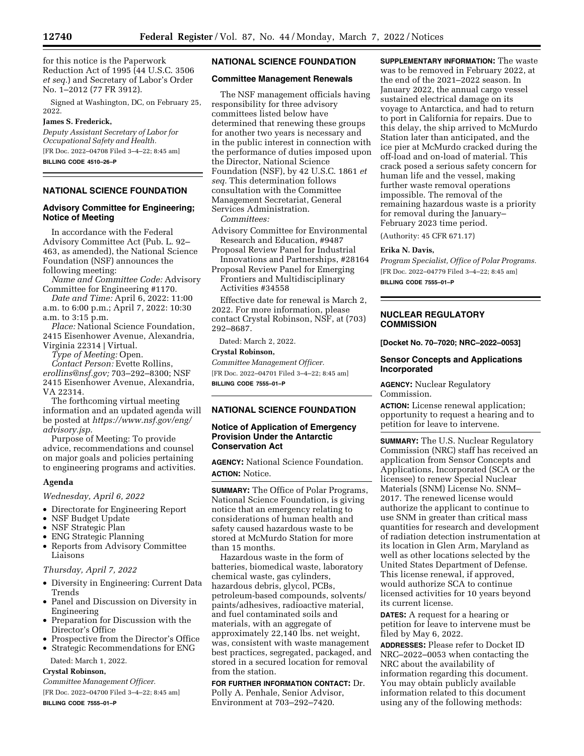for this notice is the Paperwork Reduction Act of 1995 (44 U.S.C. 3506 *et seq.*) and Secretary of Labor's Order No. 1–2012 (77 FR 3912).

Signed at Washington, DC, on February 25, 2022.

**James S. Frederick,**

*Deputy Assistant Secretary of Labor for Occupational Safety and Health.*

[FR Doc. 2022–04708 Filed 3–4–22; 8:45 am]

**BILLING CODE 4510–26–P**

## NATIONAL SCIENCE FOUNDATION

### Advisory Committee for Engineering; Notice of Meeting

In accordance with the Federal Advisory Committee Act (Pub. L. 92–463, as amended), the National Science Foundation (NSF) announces the following meeting:

*Name and Committee Code:* Advisory Committee for Engineering #1170.

*Date and Time:* April 6, 2022: 11:00 a.m. to 6:00 p.m.; April 7, 2022: 10:30 a.m. to 3:15 p.m.

*Place:* National Science Foundation, 2415 Eisenhower Avenue, Alexandria, Virginia 22314 | Virtual.

*Type of Meeting:* Open.

*Contact Person:* Evette Rollins, *erollins@nsf.gov;* 703–292–8300; NSF 2415 Eisenhower Avenue, Alexandria, VA 22314.

The forthcoming virtual meeting information and an updated agenda will be posted at *https://www.nsf.gov/eng/advisory.jsp.*

Purpose of Meeting: To provide advice, recommendations and counsel on major goals and policies pertaining to engineering programs and activities.

### Agenda

*Wednesday, April 6, 2022*

- Directorate for Engineering Report
- NSF Budget Update
- NSF Strategic Plan
- ENG Strategic Planning
- Reports from Advisory Committee Liaisons

*Thursday, April 7, 2022*

- Diversity in Engineering: Current Data Trends
- Panel and Discussion on Diversity in Engineering
- Preparation for Discussion with the Director's Office
- Prospective from the Director's Office
- Strategic Recommendations for ENG

Dated: March 1, 2022.

**Crystal Robinson,**

*Committee Management Officer.*

[FR Doc. 2022–04700 Filed 3–4–22; 8:45 am]

**BILLING CODE 7555–01–P**

## NATIONAL SCIENCE FOUNDATION

### Committee Management Renewals

The NSF management officials having responsibility for three advisory committees listed below have determined that renewing these groups for another two years is necessary and in the public interest in connection with the performance of duties imposed upon the Director, National Science Foundation (NSF), by 42 U.S.C. 1861 *et seq.* This determination follows consultation with the Committee Management Secretariat, General Services Administration.

*Committees:*

Advisory Committee for Environmental Research and Education, #9487

Proposal Review Panel for Industrial Innovations and Partnerships, #28164

Proposal Review Panel for Emerging Frontiers and Multidisciplinary Activities #34558

Effective date for renewal is March 2, 2022. For more information, please contact Crystal Robinson, NSF, at (703) 292–8687.

Dated: March 2, 2022.

**Crystal Robinson,**

*Committee Management Officer.*

[FR Doc. 2022–04701 Filed 3–4–22; 8:45 am]

**BILLING CODE 7555–01–P**

## NATIONAL SCIENCE FOUNDATION

### Notice of Application of Emergency Provision Under the Antarctic Conservation Act

**AGENCY:** National Science Foundation.

**ACTION:** Notice.

**SUMMARY:** The Office of Polar Programs, National Science Foundation, is giving notice that an emergency relating to considerations of human health and safety caused hazardous waste to be stored at McMurdo Station for more than 15 months.

Hazardous waste in the form of batteries, biomedical waste, laboratory chemical waste, gas cylinders, hazardous debris, glycol, PCBs, petroleum-based compounds, solvents/paints/adhesives, radioactive material, and fuel contaminated soils and materials, with an aggregate of approximately 22,140 lbs. net weight, was, consistent with waste management best practices, segregated, packaged, and stored in a secured location for removal from the station.

**FOR FURTHER INFORMATION CONTACT:** Dr. Polly A. Penhale, Senior Advisor, Environment at 703–292–7420.

**SUPPLEMENTARY INFORMATION:** The waste was to be removed in February 2022, at the end of the 2021–2022 season. In January 2022, the annual cargo vessel sustained electrical damage on its voyage to Antarctica, and had to return to port in California for repairs. Due to this delay, the ship arrived to McMurdo Station later than anticipated, and the ice pier at McMurdo cracked during the off-load and on-load of material. This crack posed a serious safety concern for human life and the vessel, making further waste removal operations impossible. The removal of the remaining hazardous waste is a priority for removal during the January–February 2023 time period.

(Authority: 45 CFR 671.17)

**Erika N. Davis,**

*Program Specialist, Office of Polar Programs.*

[FR Doc. 2022–04779 Filed 3–4–22; 8:45 am]

**BILLING CODE 7555–01–P**

## NUCLEAR REGULATORY COMMISSION

**[Docket No. 70–7020; NRC–2022–0053]**

### Sensor Concepts and Applications Incorporated

**AGENCY:** Nuclear Regulatory Commission.

**ACTION:** License renewal application; opportunity to request a hearing and to petition for leave to intervene.

**SUMMARY:** The U.S. Nuclear Regulatory Commission (NRC) staff has received an application from Sensor Concepts and Applications, Incorporated (SCA or the licensee) to renew Special Nuclear Materials (SNM) License No. SNM–2017. The renewed license would authorize the applicant to continue to use SNM in greater than critical mass quantities for research and development of radiation detection instrumentation at its location in Glen Arm, Maryland as well as other locations selected by the United States Department of Defense. This license renewal, if approved, would authorize SCA to continue licensed activities for 10 years beyond its current license.

**DATES:** A request for a hearing or petition for leave to intervene must be filed by May 6, 2022.

**ADDRESSES:** Please refer to Docket ID NRC–2022–0053 when contacting the NRC about the availability of information regarding this document. You may obtain publicly available information related to this document using any of the following methods: